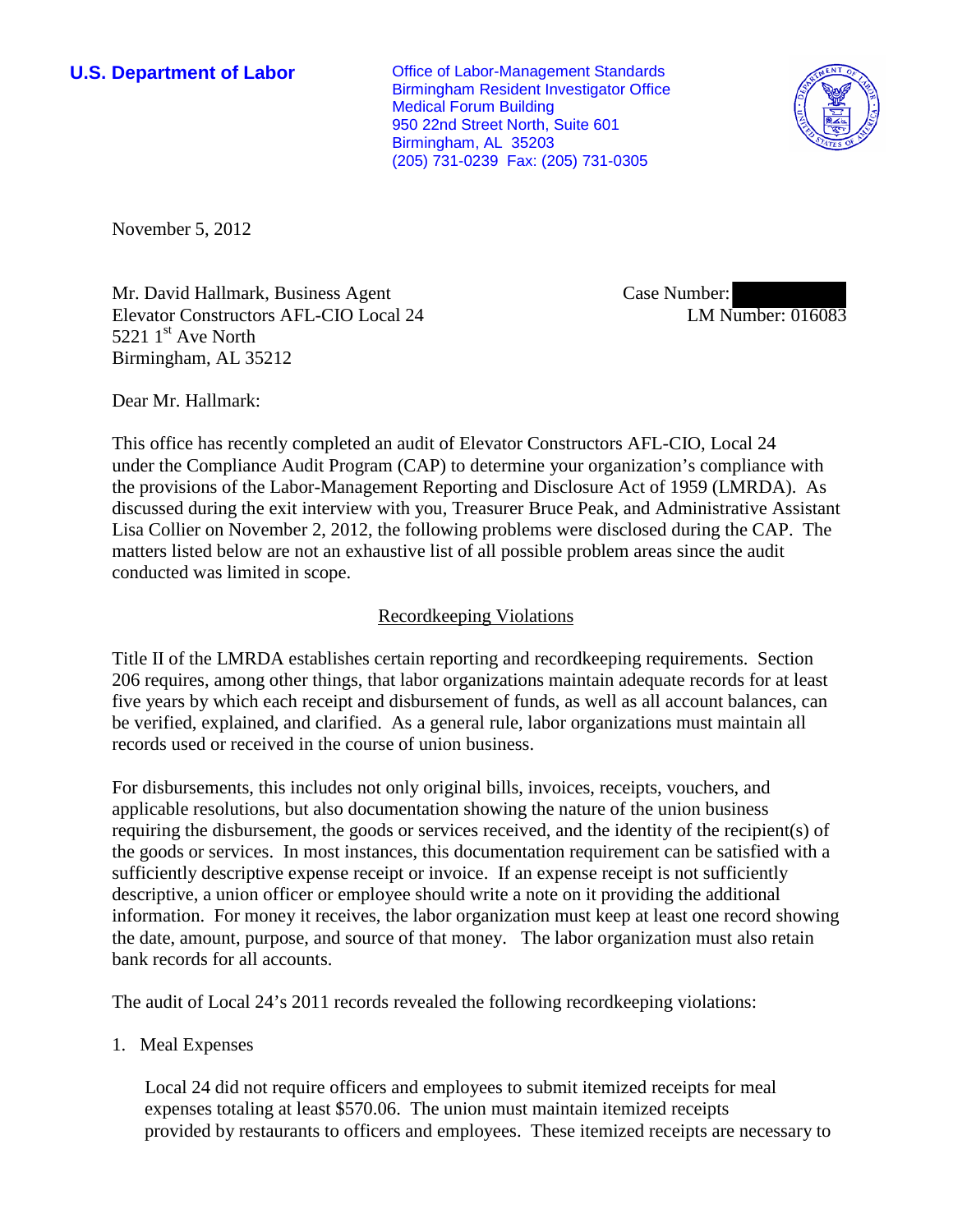**U.S. Department of Labor**

Office of Labor-Management Standards
Birmingham Resident Investigator Office
Medical Forum Building
950 22nd Street North, Suite 601
Birmingham, AL 35203
(205) 731-0239 Fax: (205) 731-0305

November 5, 2012

Mr. David Hallmark, Business Agent
Elevator Constructors AFL-CIO Local 24
5221 1st Ave North
Birmingham, AL 35212

Case Number:
LM Number: 016083

Dear Mr. Hallmark:

This office has recently completed an audit of Elevator Constructors AFL-CIO, Local 24 under the Compliance Audit Program (CAP) to determine your organization's compliance with the provisions of the Labor-Management Reporting and Disclosure Act of 1959 (LMRDA). As discussed during the exit interview with you, Treasurer Bruce Peak, and Administrative Assistant Lisa Collier on November 2, 2012, the following problems were disclosed during the CAP. The matters listed below are not an exhaustive list of all possible problem areas since the audit conducted was limited in scope.

## Recordkeeping Violations

Title II of the LMRDA establishes certain reporting and recordkeeping requirements. Section 206 requires, among other things, that labor organizations maintain adequate records for at least five years by which each receipt and disbursement of funds, as well as all account balances, can be verified, explained, and clarified. As a general rule, labor organizations must maintain all records used or received in the course of union business.

For disbursements, this includes not only original bills, invoices, receipts, vouchers, and applicable resolutions, but also documentation showing the nature of the union business requiring the disbursement, the goods or services received, and the identity of the recipient(s) of the goods or services. In most instances, this documentation requirement can be satisfied with a sufficiently descriptive expense receipt or invoice. If an expense receipt is not sufficiently descriptive, a union officer or employee should write a note on it providing the additional information. For money it receives, the labor organization must keep at least one record showing the date, amount, purpose, and source of that money. The labor organization must also retain bank records for all accounts.

The audit of Local 24's 2011 records revealed the following recordkeeping violations:

1. Meal Expenses

   Local 24 did not require officers and employees to submit itemized receipts for meal expenses totaling at least $570.06. The union must maintain itemized receipts provided by restaurants to officers and employees. These itemized receipts are necessary to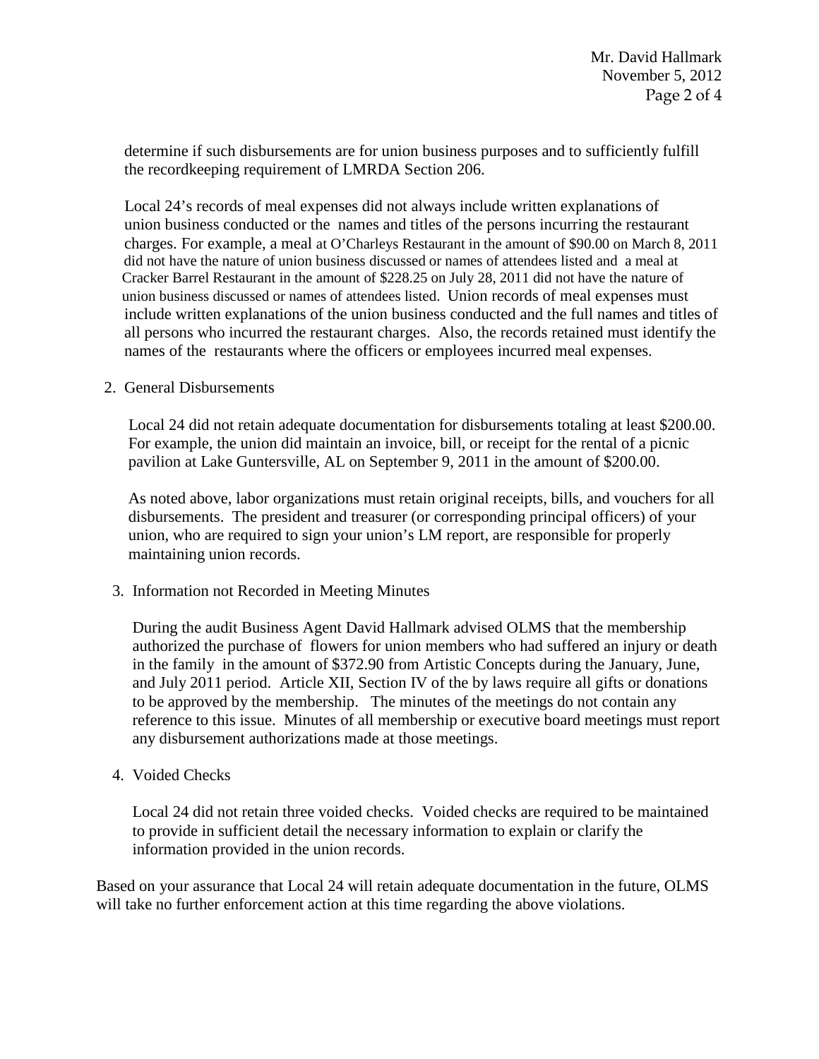determine if such disbursements are for union business purposes and to sufficiently fulfill the recordkeeping requirement of LMRDA Section 206.

Local 24's records of meal expenses did not always include written explanations of union business conducted or the names and titles of the persons incurring the restaurant charges. For example, a meal at O'Charleys Restaurant in the amount of $90.00 on March 8, 2011 did not have the nature of union business discussed or names of attendees listed and a meal at Cracker Barrel Restaurant in the amount of $228.25 on July 28, 2011 did not have the nature of union business discussed or names of attendees listed. Union records of meal expenses must include written explanations of the union business conducted and the full names and titles of all persons who incurred the restaurant charges. Also, the records retained must identify the names of the restaurants where the officers or employees incurred meal expenses.

2. General Disbursements

   Local 24 did not retain adequate documentation for disbursements totaling at least $200.00. For example, the union did maintain an invoice, bill, or receipt for the rental of a picnic pavilion at Lake Guntersville, AL on September 9, 2011 in the amount of $200.00.

   As noted above, labor organizations must retain original receipts, bills, and vouchers for all disbursements. The president and treasurer (or corresponding principal officers) of your union, who are required to sign your union's LM report, are responsible for properly maintaining union records.

3. Information not Recorded in Meeting Minutes

   During the audit Business Agent David Hallmark advised OLMS that the membership authorized the purchase of flowers for union members who had suffered an injury or death in the family in the amount of $372.90 from Artistic Concepts during the January, June, and July 2011 period. Article XII, Section IV of the by laws require all gifts or donations to be approved by the membership. The minutes of the meetings do not contain any reference to this issue. Minutes of all membership or executive board meetings must report any disbursement authorizations made at those meetings.

4. Voided Checks

   Local 24 did not retain three voided checks. Voided checks are required to be maintained to provide in sufficient detail the necessary information to explain or clarify the information provided in the union records.

Based on your assurance that Local 24 will retain adequate documentation in the future, OLMS will take no further enforcement action at this time regarding the above violations.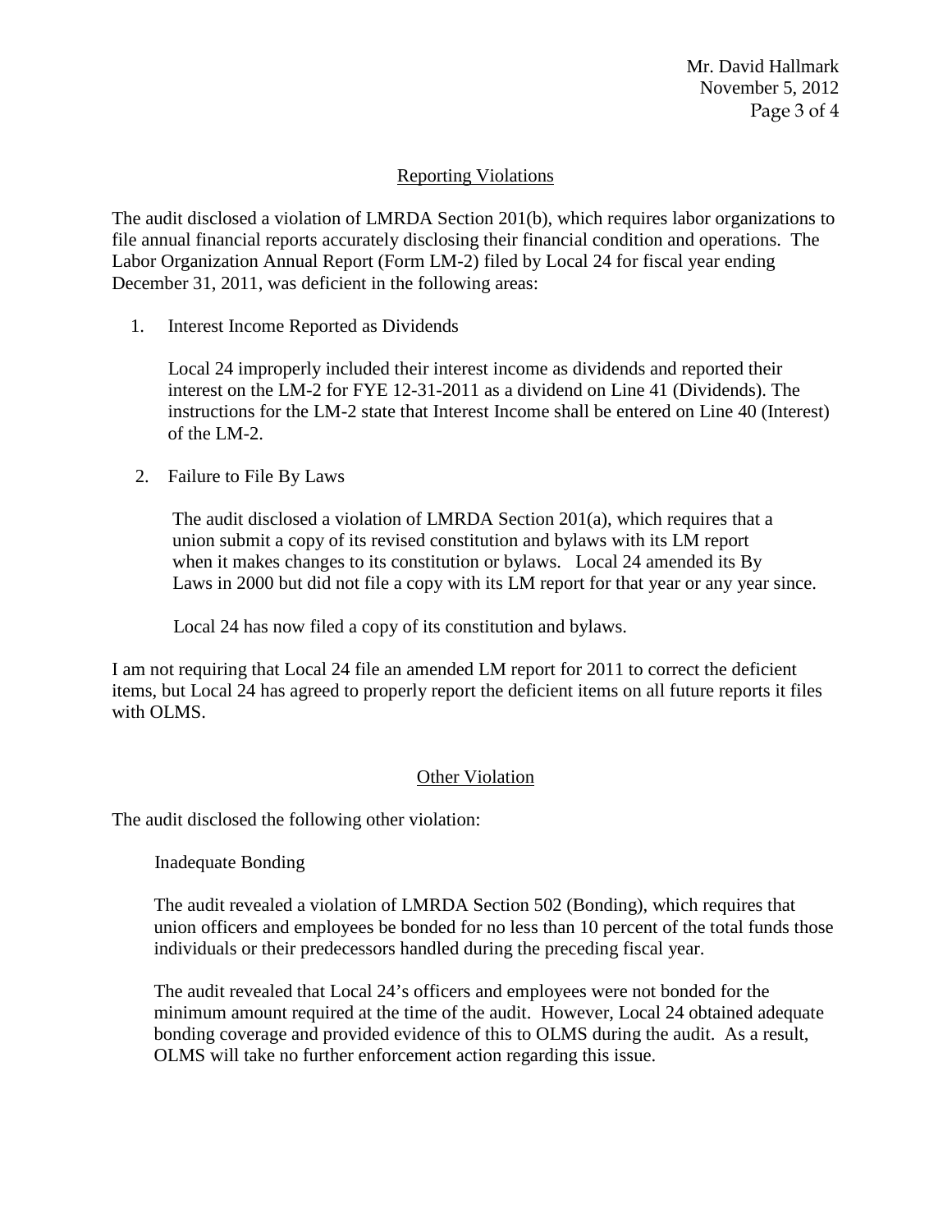## Reporting Violations

The audit disclosed a violation of LMRDA Section 201(b), which requires labor organizations to file annual financial reports accurately disclosing their financial condition and operations. The Labor Organization Annual Report (Form LM-2) filed by Local 24 for fiscal year ending December 31, 2011, was deficient in the following areas:

1. Interest Income Reported as Dividends

   Local 24 improperly included their interest income as dividends and reported their interest on the LM-2 for FYE 12-31-2011 as a dividend on Line 41 (Dividends). The instructions for the LM-2 state that Interest Income shall be entered on Line 40 (Interest) of the LM-2.

2. Failure to File By Laws

   The audit disclosed a violation of LMRDA Section 201(a), which requires that a union submit a copy of its revised constitution and bylaws with its LM report when it makes changes to its constitution or bylaws. Local 24 amended its By Laws in 2000 but did not file a copy with its LM report for that year or any year since.

   Local 24 has now filed a copy of its constitution and bylaws.

I am not requiring that Local 24 file an amended LM report for 2011 to correct the deficient items, but Local 24 has agreed to properly report the deficient items on all future reports it files with OLMS.

## Other Violation

The audit disclosed the following other violation:

Inadequate Bonding

The audit revealed a violation of LMRDA Section 502 (Bonding), which requires that union officers and employees be bonded for no less than 10 percent of the total funds those individuals or their predecessors handled during the preceding fiscal year.

The audit revealed that Local 24's officers and employees were not bonded for the minimum amount required at the time of the audit. However, Local 24 obtained adequate bonding coverage and provided evidence of this to OLMS during the audit. As a result, OLMS will take no further enforcement action regarding this issue.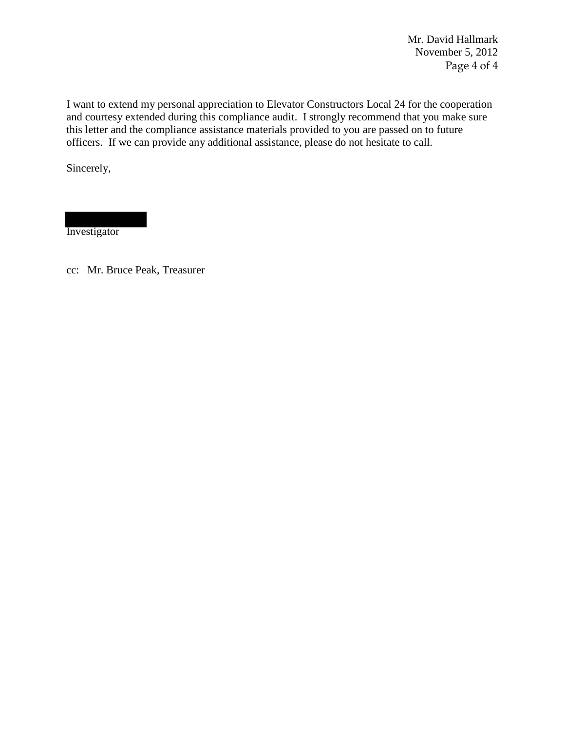I want to extend my personal appreciation to Elevator Constructors Local 24 for the cooperation and courtesy extended during this compliance audit. I strongly recommend that you make sure this letter and the compliance assistance materials provided to you are passed on to future officers. If we can provide any additional assistance, please do not hesitate to call.

Sincerely,

Investigator

cc: Mr. Bruce Peak, Treasurer